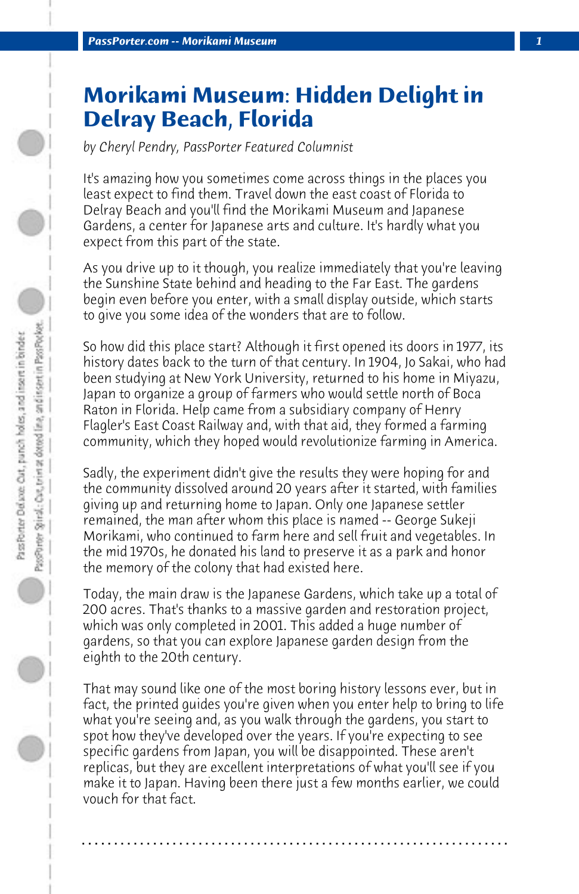# Morikami Museum: Hidden Delight in Delray Beach, Florida

*by Cheryl Pendry, PassPorter Featured Columnist*

It's amazing how you sometimes come across things in the places you least expect to find them. Travel down the east coast of Florida to Delray Beach and you'll find the Morikami Museum and Japanese Gardens, a center for Japanese arts and culture. It's hardly what you expect from this part of the state.

As you drive up to it though, you realize immediately that you're leaving the Sunshine State behind and heading to the Far East. The gardens begin even before you enter, with a small display outside, which starts to give you some idea of the wonders that are to follow.

So how did this place start? Although it first opened its doors in 1977, its history dates back to the turn of that century. In 1904, Jo Sakai, who had been studying at New York University, returned to his home in Miyazu, Japan to organize a group of farmers who would settle north of Boca Raton in Florida. Help came from a subsidiary company of Henry Flagler's East Coast Railway and, with that aid, they formed a farming community, which they hoped would revolutionize farming in America.

Sadly, the experiment didn't give the results they were hoping for and the community dissolved around 20 years after it started, with families giving up and returning home to Japan. Only one Japanese settler remained, the man after whom this place is named -- George Sukeji Morikami, who continued to farm here and sell fruit and vegetables. In the mid 1970s, he donated his land to preserve it as a park and honor the memory of the colony that had existed here.

Today, the main draw is the Japanese Gardens, which take up a total of 200 acres. That's thanks to a massive garden and restoration project, which was only completed in 2001. This added a huge number of gardens, so that you can explore Japanese garden design from the eighth to the 20th century.

That may sound like one of the most boring history lessons ever, but in fact, the printed guides you're given when you enter help to bring to life what you're seeing and, as you walk through the gardens, you start to spot how they've developed over the years. If you're expecting to see specific gardens from Japan, you will be disappointed. These aren't replicas, but they are excellent interpretations of what you'll see if you make it to Japan. Having been there just a few months earlier, we could vouch for that fact.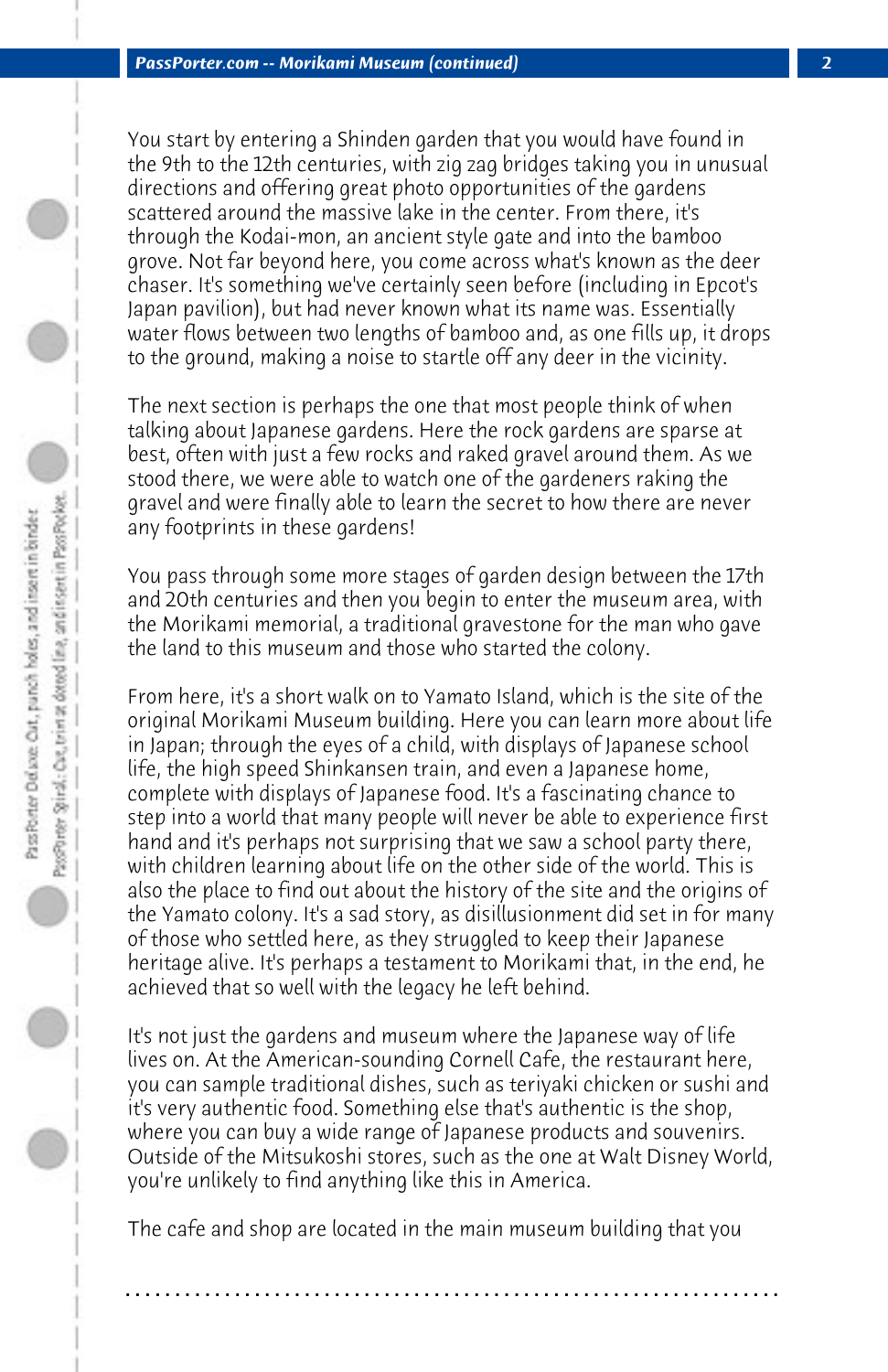You start by entering a Shinden garden that you would have found in the 9th to the 12th centuries, with zig zag bridges taking you in unusual directions and offering great photo opportunities of the gardens scattered around the massive lake in the center. From there, it's through the Kodai-mon, an ancient style gate and into the bamboo grove. Not far beyond here, you come across what's known as the deer chaser. It's something we've certainly seen before (including in Epcot's Japan pavilion), but had never known what its name was. Essentially water flows between two lengths of bamboo and, as one fills up, it drops to the ground, making a noise to startle off any deer in the vicinity.

The next section is perhaps the one that most people think of when talking about Japanese gardens. Here the rock gardens are sparse at best, often with just a few rocks and raked gravel around them. As we stood there, we were able to watch one of the gardeners raking the gravel and were finally able to learn the secret to how there are never any footprints in these gardens!

You pass through some more stages of garden design between the 17th and 20th centuries and then you begin to enter the museum area, with the Morikami memorial, a traditional gravestone for the man who gave the land to this museum and those who started the colony.

From here, it's a short walk on to Yamato Island, which is the site of the original Morikami Museum building. Here you can learn more about life in Japan; through the eyes of a child, with displays of Japanese school life, the high speed Shinkansen train, and even a Japanese home, complete with displays of Japanese food. It's a fascinating chance to step into a world that many people will never be able to experience first hand and it's perhaps not surprising that we saw a school party there, with children learning about life on the other side of the world. This is also the place to find out about the history of the site and the origins of the Yamato colony. It's a sad story, as disillusionment did set in for many of those who settled here, as they struggled to keep their Japanese heritage alive. It's perhaps a testament to Morikami that, in the end, he achieved that so well with the legacy he left behind.

It's not just the gardens and museum where the Japanese way of life lives on. At the American-sounding Cornell Cafe, the restaurant here, you can sample traditional dishes, such as teriyaki chicken or sushi and it's very authentic food. Something else that's authentic is the shop, where you can buy a wide range of Japanese products and souvenirs. Outside of the Mitsukoshi stores, such as the one at Walt Disney World, you're unlikely to find anything like this in America.

The cafe and shop are located in the main museum building that you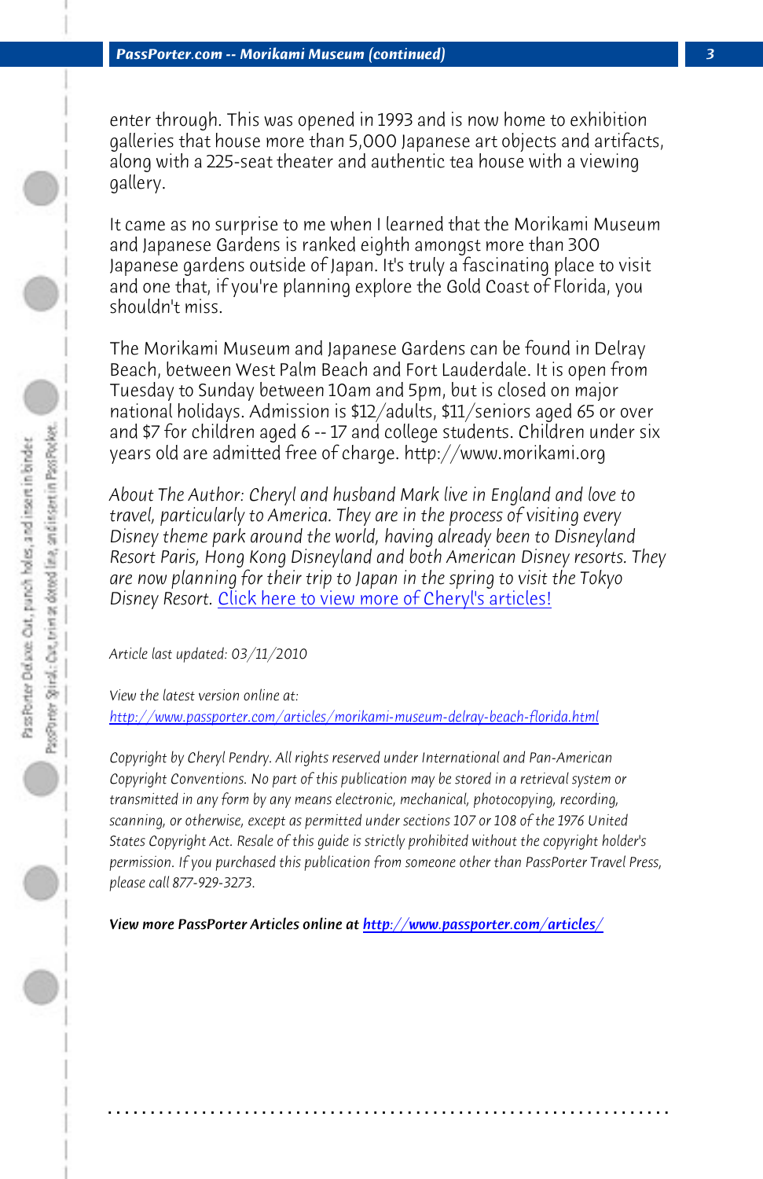enter through. This was opened in 1993 and is now home to exhibition galleries that house more than 5,000 Japanese art objects and artifacts, along with a 225-seat theater and authentic tea house with a viewing gallery.

It came as no surprise to me when I learned that the Morikami Museum and Japanese Gardens is ranked eighth amongst more than 300 Japanese gardens outside of Japan. It's truly a fascinating place to visit and one that, if you're planning explore the Gold Coast of Florida, you shouldn't miss.

The Morikami Museum and Japanese Gardens can be found in Delray Beach, between West Palm Beach and Fort Lauderdale. It is open from Tuesday to Sunday between 10am and 5pm, but is closed on major national holidays. Admission is $12/adults, $11/seniors aged 65 or over and $7 for children aged 6 -- 17 and college students. Children under six years old are admitted free of charge. http://www.morikami.org

*About The Author: Cheryl and husband Mark live in England and love to travel, particularly to America. They are in the process of visiting every Disney theme park around the world, having already been to Disneyland Resort Paris, Hong Kong Disneyland and both American Disney resorts. They are now planning for their trip to Japan in the spring to visit the Tokyo Disney Resort.* Click here to view more of Cheryl's articles!

*Article last updated: 03/11/2010*

*View the latest version online at:*
*http://www.passporter.com/articles/morikami-museum-delray-beach-florida.html*

*Copyright by Cheryl Pendry. All rights reserved under International and Pan-American Copyright Conventions. No part of this publication may be stored in a retrieval system or transmitted in any form by any means electronic, mechanical, photocopying, recording, scanning, or otherwise, except as permitted under sections 107 or 108 of the 1976 United States Copyright Act. Resale of this guide is strictly prohibited without the copyright holder's permission. If you purchased this publication from someone other than PassPorter Travel Press, please call 877-929-3273.*

***View more PassPorter Articles online at http://www.passporter.com/articles/***